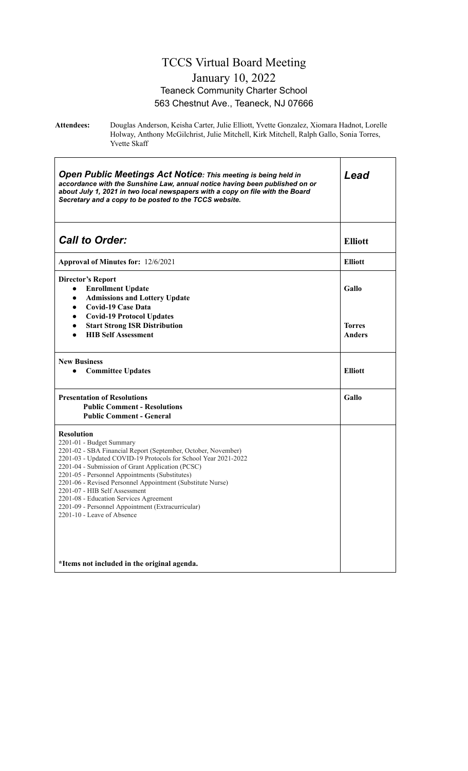# TCCS Virtual Board Meeting

## January 10, 2022

### Teaneck Community Charter School

### 563 Chestnut Ave., Teaneck, NJ 07666

**Attendees:** Douglas Anderson, Keisha Carter, Julie Elliott, Yvette Gonzalez, Xiomara Hadnot, Lorelle Holway, Anthony McGilchrist, Julie Mitchell, Kirk Mitchell, Ralph Gallo, Sonia Torres, Yvette Skaff

| ***Open Public Meetings Act Notice**: This meeting is being held in accordance with the Sunshine Law, annual notice having been published on or about July 1, 2021 in two local newspapers with a copy on file with the Board Secretary and a copy to be posted to the TCCS website.* | ***Lead*** |
| --- | --- |
| ***Call to Order:*** | **Elliott** |
| **Approval of Minutes for:** 12/6/2021 | **Elliott** |
| **Director's Report**<br>• **Enrollment Update**<br>• **Admissions and Lottery Update**<br>• **Covid-19 Case Data**<br>• **Covid-19 Protocol Updates**<br>• **Start Strong ISR Distribution**<br>• **HIB Self Assessment** | **Gallo**<br><br><br><br>**Torres**<br>**Anders** |
| **New Business**<br>• **Committee Updates** | **Elliott** |
| **Presentation of Resolutions**<br>**Public Comment - Resolutions**<br>**Public Comment - General** | **Gallo** |
| **Resolution**<br>2201-01 - Budget Summary<br>2201-02 - SBA Financial Report (September, October, November)<br>2201-03 - Updated COVID-19 Protocols for School Year 2021-2022<br>2201-04 - Submission of Grant Application (PCSC)<br>2201-05 - Personnel Appointments (Substitutes)<br>2201-06 - Revised Personnel Appointment (Substitute Nurse)<br>2201-07 - HIB Self Assessment<br>2201-08 - Education Services Agreement<br>2201-09 - Personnel Appointment (Extracurricular)<br>2201-10 - Leave of Absence<br><br>**\*Items not included in the original agenda.** | |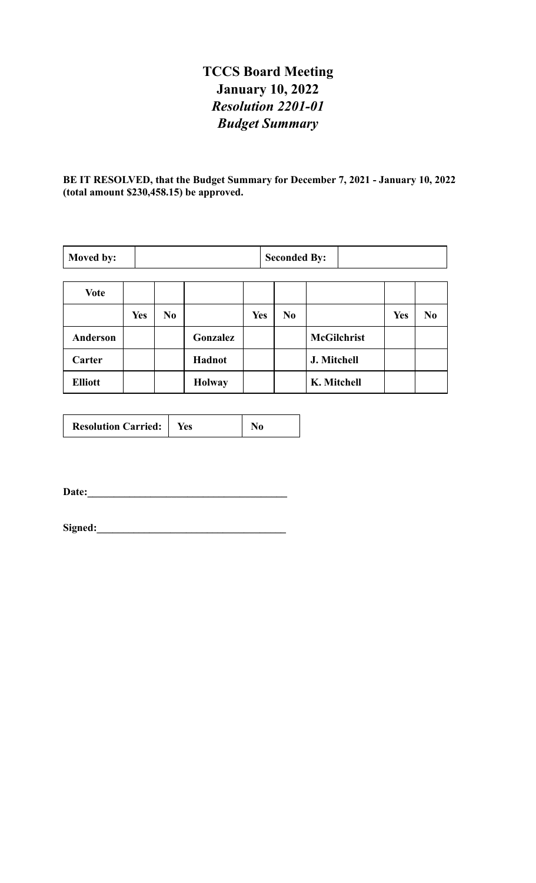# TCCS Board Meeting
# January 10, 2022
## *Resolution 2201-01*
## *Budget Summary*

**BE IT RESOLVED, that the Budget Summary for December 7, 2021 - January 10, 2022 (total amount $230,458.15) be approved.**

| **Moved by:** | | **Seconded By:** | |
|---|---|---|---|

| **Vote** | | | | | | | | |
|---|---|---|---|---|---|---|---|---|
| | **Yes** | **No** | | **Yes** | **No** | | **Yes** | **No** |
| **Anderson** | | | **Gonzalez** | | | **McGilchrist** | | |
| **Carter** | | | **Hadnot** | | | **J. Mitchell** | | |
| **Elliott** | | | **Holway** | | | **K. Mitchell** | | |

| **Resolution Carried:** | **Yes** | **No** |
|---|---|---|

**Date:**______________________________________

**Signed:**____________________________________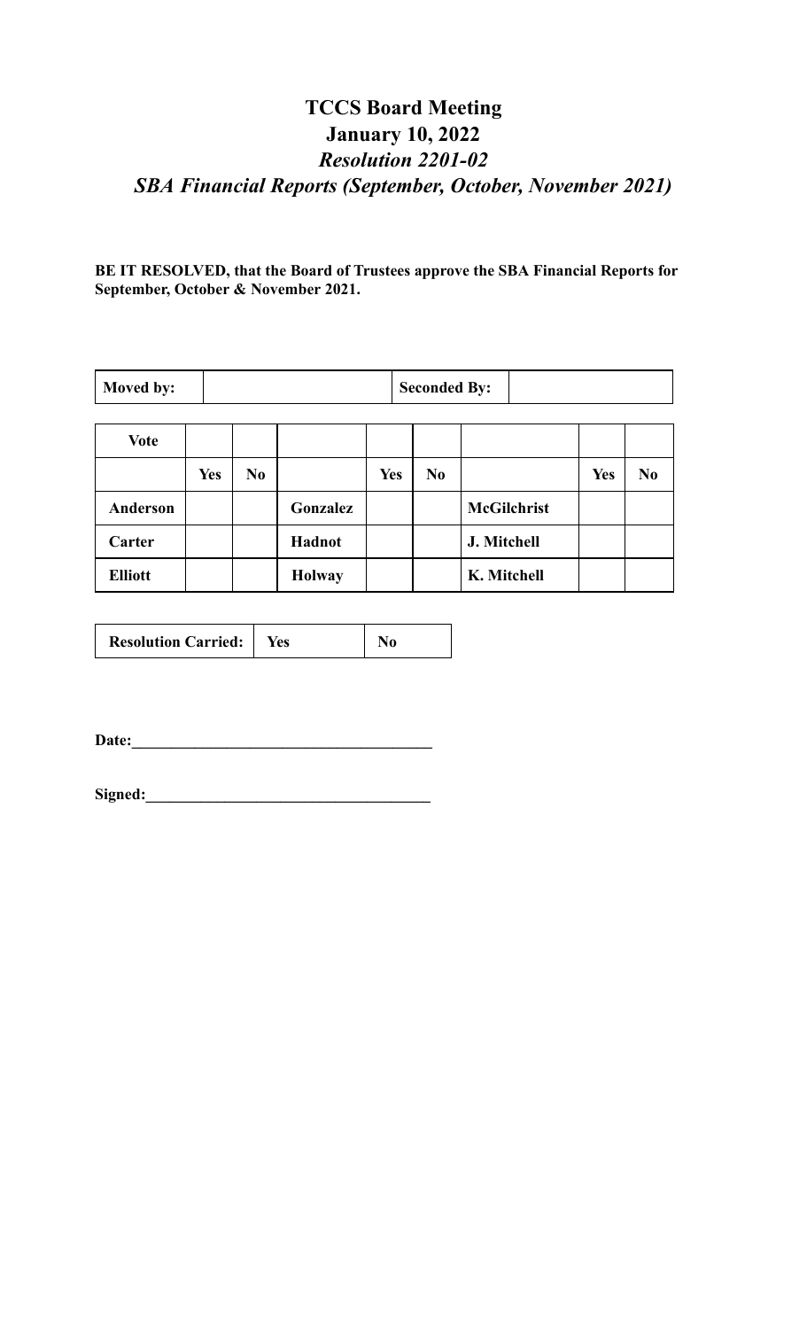# TCCS Board Meeting
# January 10, 2022
## *Resolution 2201-02*
## *SBA Financial Reports (September, October, November 2021)*

**BE IT RESOLVED, that the Board of Trustees approve the SBA Financial Reports for September, October & November 2021.**

| **Moved by:** | | **Seconded By:** | |
|---|---|---|---|

| **Vote** | | | | | | | | |
|---|---|---|---|---|---|---|---|---|
| | **Yes** | **No** | | **Yes** | **No** | | **Yes** | **No** |
| **Anderson** | | | **Gonzalez** | | | **McGilchrist** | | |
| **Carter** | | | **Hadnot** | | | **J. Mitchell** | | |
| **Elliott** | | | **Holway** | | | **K. Mitchell** | | |

| **Resolution Carried:** | **Yes** | **No** |
|---|---|---|

**Date:**\_\_\_\_\_\_\_\_\_\_\_\_\_\_\_\_\_\_\_\_\_\_\_\_\_\_\_\_\_\_\_\_\_\_\_\_\_\_

**Signed:**\_\_\_\_\_\_\_\_\_\_\_\_\_\_\_\_\_\_\_\_\_\_\_\_\_\_\_\_\_\_\_\_\_\_\_\_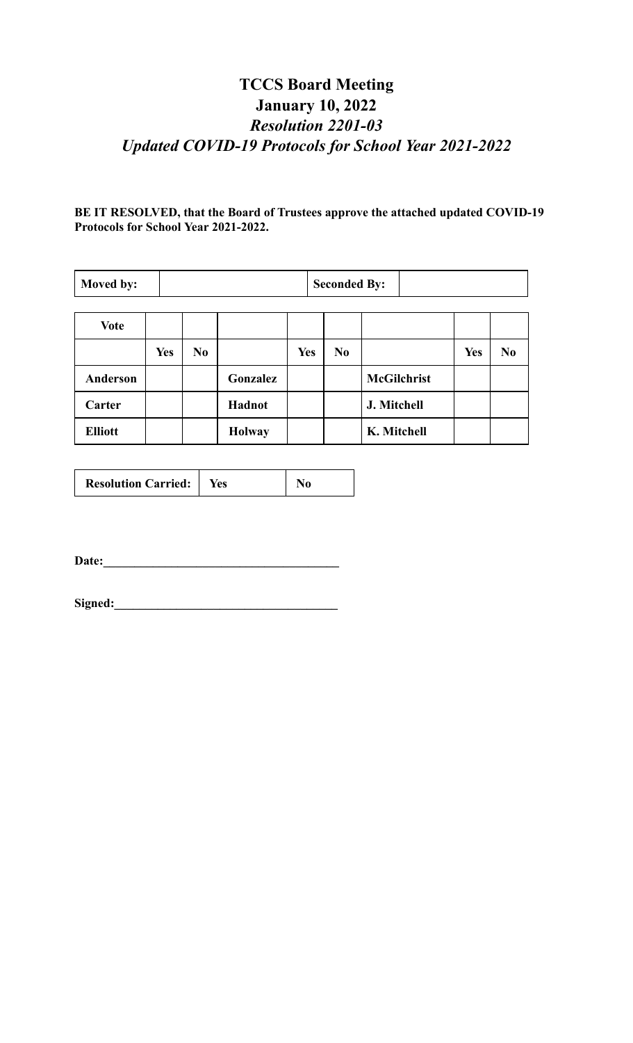# TCCS Board Meeting
# January 10, 2022
## *Resolution 2201-03*
## *Updated COVID-19 Protocols for School Year 2021-2022*

**BE IT RESOLVED, that the Board of Trustees approve the attached updated COVID-19 Protocols for School Year 2021-2022.**

| **Moved by:** | | **Seconded By:** | |
|---|---|---|---|

| **Vote** | | | | | | | | |
|---|---|---|---|---|---|---|---|---|
| | **Yes** | **No** | | **Yes** | **No** | | **Yes** | **No** |
| **Anderson** | | | **Gonzalez** | | | **McGilchrist** | | |
| **Carter** | | | **Hadnot** | | | **J. Mitchell** | | |
| **Elliott** | | | **Holway** | | | **K. Mitchell** | | |

| **Resolution Carried:** | **Yes** | **No** |
|---|---|---|

**Date:**______________________________________

**Signed:**____________________________________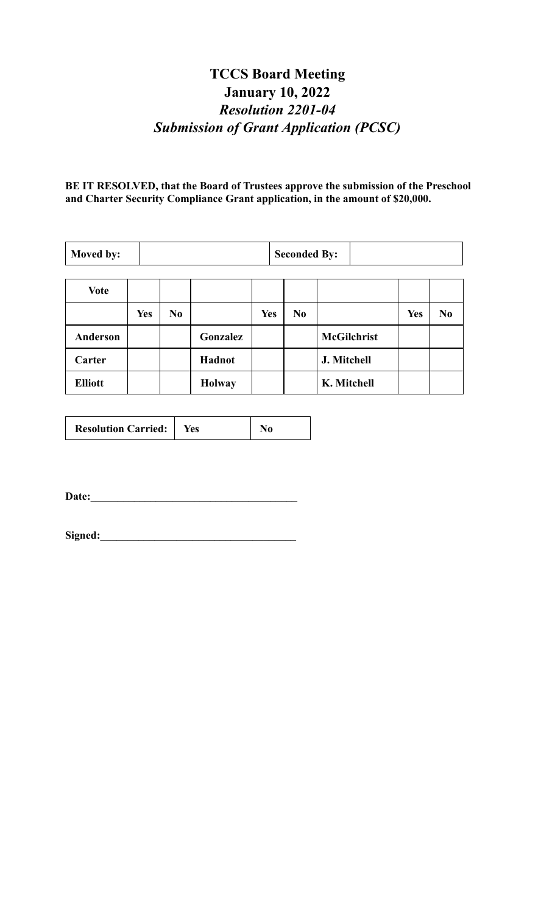# TCCS Board Meeting

## January 10, 2022

### *Resolution 2201-04*

### *Submission of Grant Application (PCSC)*

**BE IT RESOLVED, that the Board of Trustees approve the submission of the Preschool and Charter Security Compliance Grant application, in the amount of $20,000.**

| **Moved by:** | | **Seconded By:** | |
|---|---|---|---|

| **Vote** | | | | | | | | |
|---|---|---|---|---|---|---|---|---|
| | **Yes** | **No** | | **Yes** | **No** | | **Yes** | **No** |
| **Anderson** | | | **Gonzalez** | | | **McGilchrist** | | |
| **Carter** | | | **Hadnot** | | | **J. Mitchell** | | |
| **Elliott** | | | **Holway** | | | **K. Mitchell** | | |

| **Resolution Carried:** | **Yes** | **No** |
|---|---|---|

**Date:**_____________________________________

**Signed:**___________________________________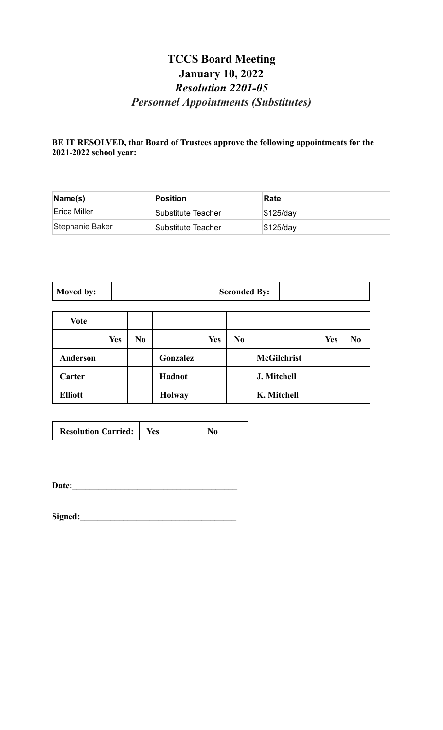# TCCS Board Meeting

## January 10, 2022

### *Resolution 2201-05*

### *Personnel Appointments (Substitutes)*

**BE IT RESOLVED, that Board of Trustees approve the following appointments for the 2021-2022 school year:**

| Name(s) | Position | Rate |
|---|---|---|
| Erica Miller | Substitute Teacher | $125/day |
| Stephanie Baker | Substitute Teacher | $125/day |

| **Moved by:** | | **Seconded By:** | |
|---|---|---|---|

| **Vote** | | | | | | | | |
|---|---|---|---|---|---|---|---|---|
| | **Yes** | **No** | | **Yes** | **No** | | **Yes** | **No** |
| **Anderson** | | | **Gonzalez** | | | **McGilchrist** | | |
| **Carter** | | | **Hadnot** | | | **J. Mitchell** | | |
| **Elliott** | | | **Holway** | | | **K. Mitchell** | | |

| **Resolution Carried:** | **Yes** | **No** |
|---|---|---|

**Date:**_____________________________________

**Signed:**___________________________________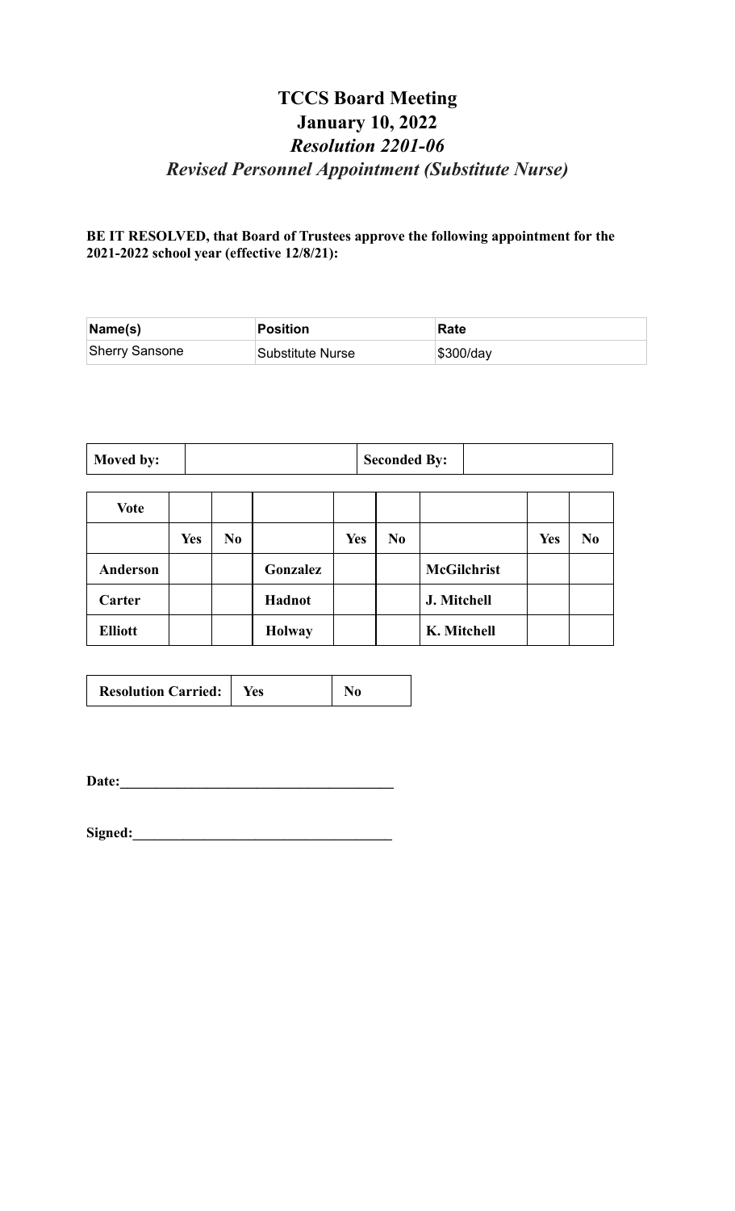# TCCS Board Meeting
## January 10, 2022
### *Resolution 2201-06*
### *Revised Personnel Appointment (Substitute Nurse)*

**BE IT RESOLVED, that Board of Trustees approve the following appointment for the 2021-2022 school year (effective 12/8/21):**

| Name(s) | Position | Rate |
|---|---|---|
| Sherry Sansone | Substitute Nurse | $300/day |

| **Moved by:** | | **Seconded By:** | |
|---|---|---|---|

| **Vote** | | | | | | | | |
|---|---|---|---|---|---|---|---|---|
| | **Yes** | **No** | | **Yes** | **No** | | **Yes** | **No** |
| **Anderson** | | | **Gonzalez** | | | **McGilchrist** | | |
| **Carter** | | | **Hadnot** | | | **J. Mitchell** | | |
| **Elliott** | | | **Holway** | | | **K. Mitchell** | | |

| **Resolution Carried:** | **Yes** | **No** |
|---|---|---|

**Date:**______________________________________

**Signed:**____________________________________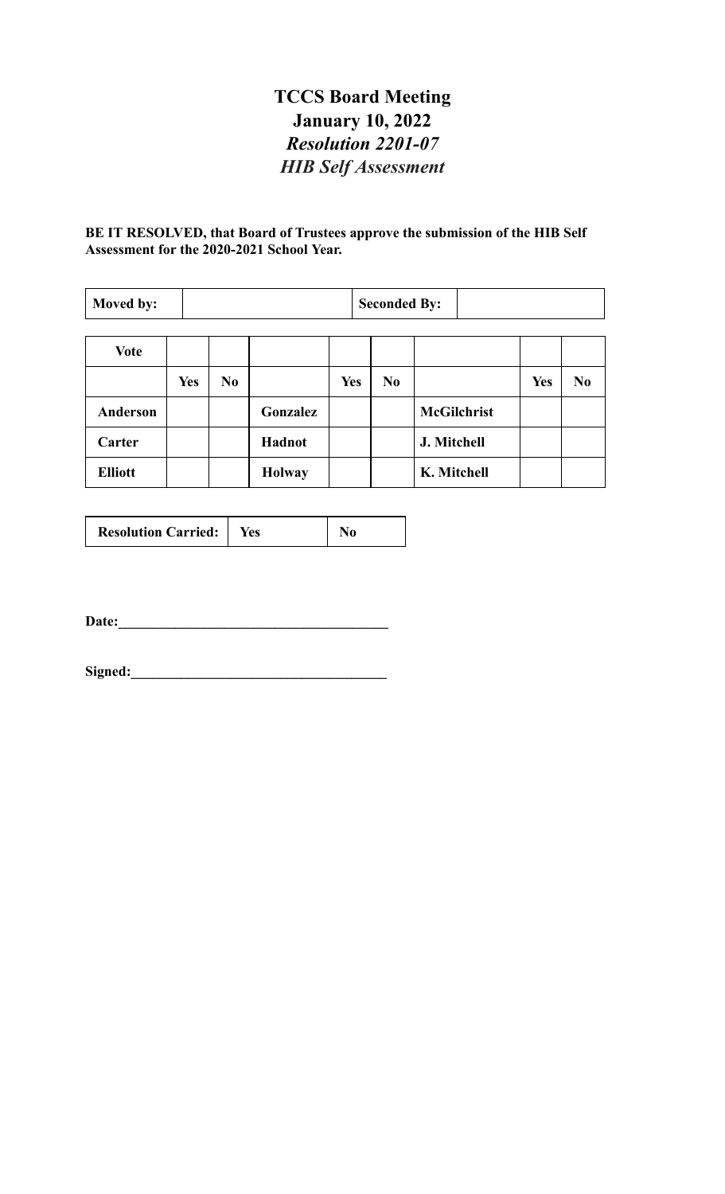# TCCS Board Meeting

## January 10, 2022

### *Resolution 2201-07*

### *HIB Self Assessment*

**BE IT RESOLVED, that Board of Trustees approve the submission of the HIB Self Assessment for the 2020-2021 School Year.**

| **Moved by:** | | **Seconded By:** | |
|---|---|---|---|

| **Vote** | | | | | | | | |
|---|---|---|---|---|---|---|---|---|
| | **Yes** | **No** | | **Yes** | **No** | | **Yes** | **No** |
| **Anderson** | | | **Gonzalez** | | | **McGilchrist** | | |
| **Carter** | | | **Hadnot** | | | **J. Mitchell** | | |
| **Elliott** | | | **Holway** | | | **K. Mitchell** | | |

| **Resolution Carried:** | **Yes** | **No** |
|---|---|---|

**Date:**______________________________________

**Signed:**____________________________________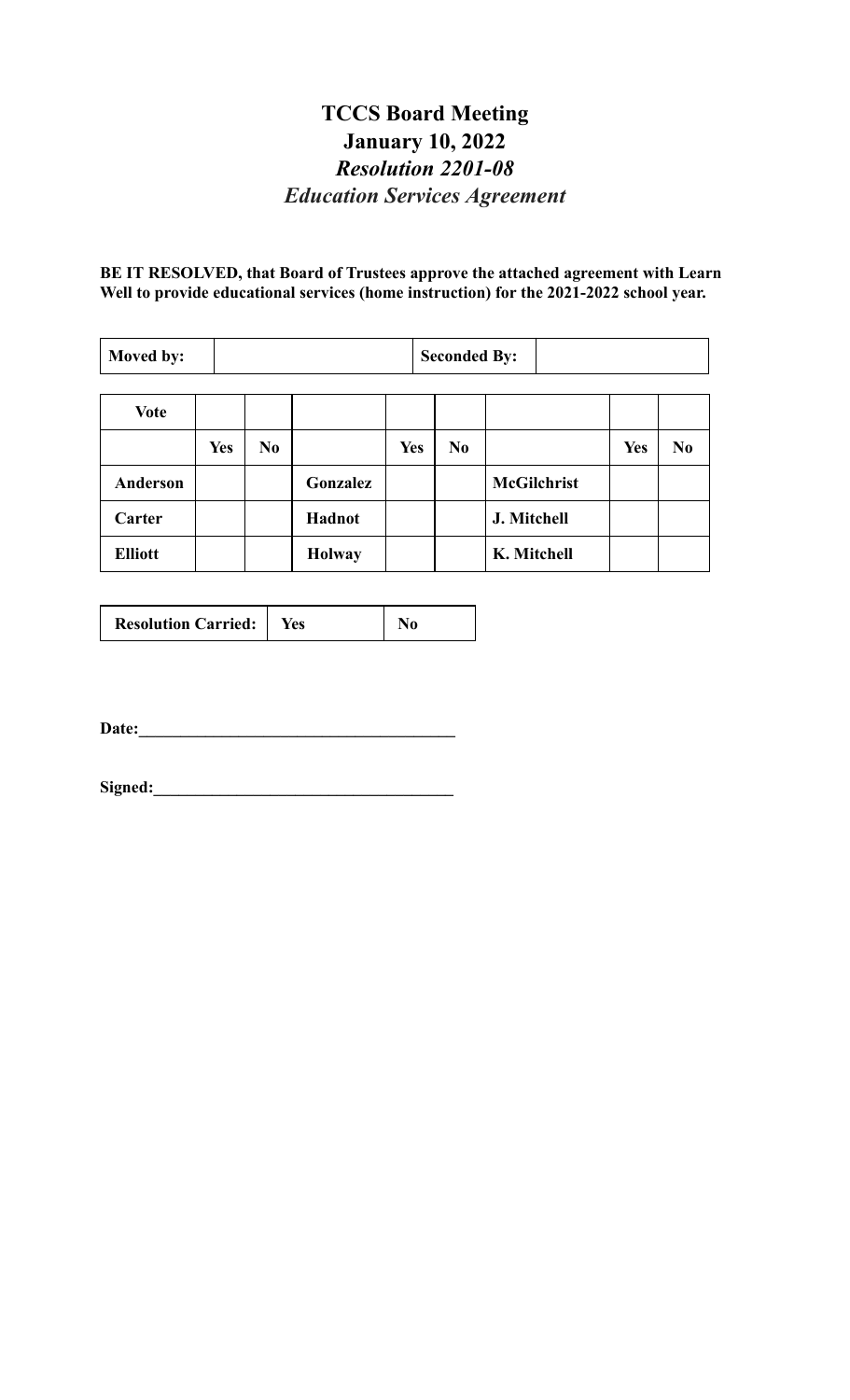# TCCS Board Meeting
## January 10, 2022
### *Resolution 2201-08*
### *Education Services Agreement*

**BE IT RESOLVED, that Board of Trustees approve the attached agreement with Learn Well to provide educational services (home instruction) for the 2021-2022 school year.**

| **Moved by:** | | **Seconded By:** | |
|---|---|---|---|

| **Vote** | | | | | | | | |
|---|---|---|---|---|---|---|---|---|
| | **Yes** | **No** | | **Yes** | **No** | | **Yes** | **No** |
| **Anderson** | | | **Gonzalez** | | | **McGilchrist** | | |
| **Carter** | | | **Hadnot** | | | **J. Mitchell** | | |
| **Elliott** | | | **Holway** | | | **K. Mitchell** | | |

| **Resolution Carried:** | **Yes** | **No** |
|---|---|---|

**Date:**______________________________________

**Signed:**____________________________________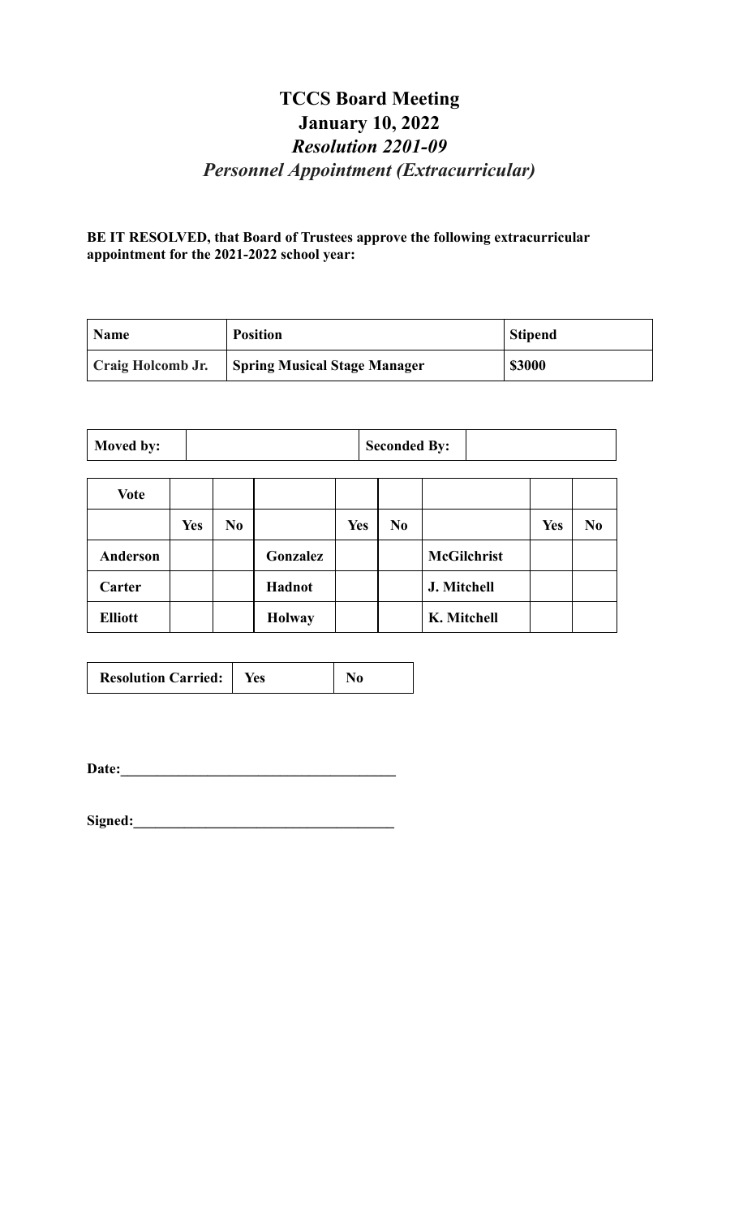# TCCS Board Meeting
# January 10, 2022
## *Resolution 2201-09*
## *Personnel Appointment (Extracurricular)*

**BE IT RESOLVED, that Board of Trustees approve the following extracurricular appointment for the 2021-2022 school year:**

| Name | Position | Stipend |
|---|---|---|
| **Craig Holcomb Jr.** | **Spring Musical Stage Manager** | **$3000** |

| Moved by: | | Seconded By: | |
|---|---|---|---|

| Vote | | | | | | | | |
|---|---|---|---|---|---|---|---|---|
| | **Yes** | **No** | | **Yes** | **No** | | **Yes** | **No** |
| **Anderson** | | | **Gonzalez** | | | **McGilchrist** | | |
| **Carter** | | | **Hadnot** | | | **J. Mitchell** | | |
| **Elliott** | | | **Holway** | | | **K. Mitchell** | | |

| Resolution Carried: | Yes | No |
|---|---|---|

**Date:**_______________________________________

**Signed:**____________________________________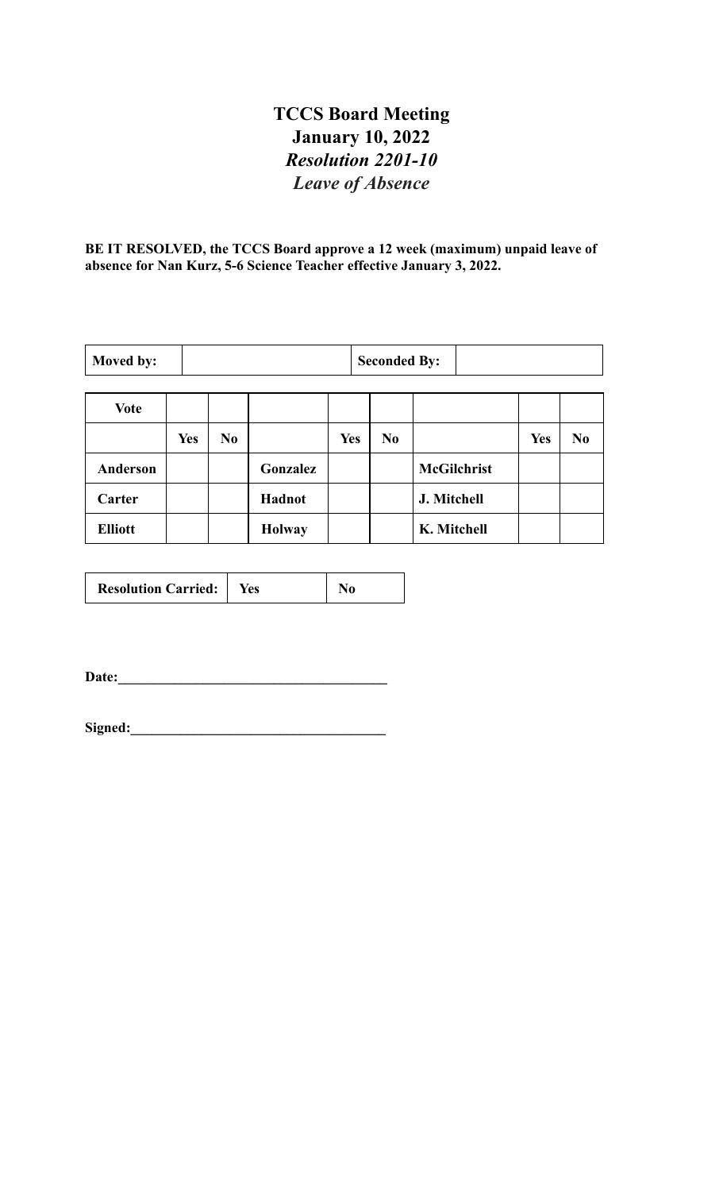# TCCS Board Meeting
## January 10, 2022
### *Resolution 2201-10*
### *Leave of Absence*

**BE IT RESOLVED, the TCCS Board approve a 12 week (maximum) unpaid leave of absence for Nan Kurz, 5-6 Science Teacher effective January 3, 2022.**

| | | | |
|---|---|---|---|
| **Moved by:** | | **Seconded By:** | |

| **Vote** | | | | | | | | |
|---|---|---|---|---|---|---|---|---|
| | **Yes** | **No** | | **Yes** | **No** | | **Yes** | **No** |
| **Anderson** | | | **Gonzalez** | | | **McGilchrist** | | |
| **Carter** | | | **Hadnot** | | | **J. Mitchell** | | |
| **Elliott** | | | **Holway** | | | **K. Mitchell** | | |

| | | |
|---|---|---|
| **Resolution Carried:** | **Yes** | **No** |

**Date:**\_\_\_\_\_\_\_\_\_\_\_\_\_\_\_\_\_\_\_\_\_\_\_\_\_\_\_\_\_\_\_\_\_\_\_\_\_\_

**Signed:**\_\_\_\_\_\_\_\_\_\_\_\_\_\_\_\_\_\_\_\_\_\_\_\_\_\_\_\_\_\_\_\_\_\_\_\_\_